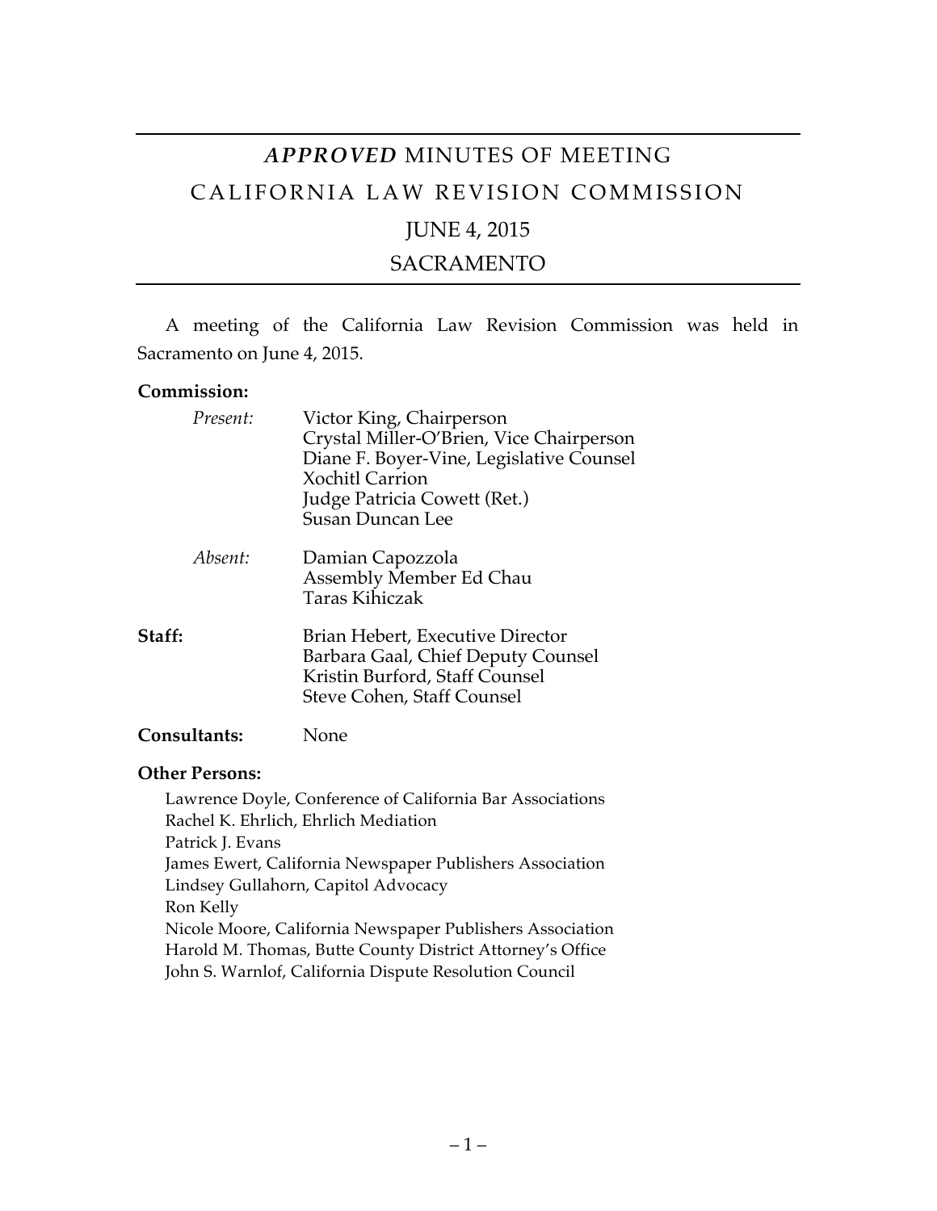# *APPROVED* MINUTES OF MEETING

# CALIFORNIA LAW REVISION COMMISSION

## JUNE 4, 2015

## SACRAMENTO

A meeting of the California Law Revision Commission was held in Sacramento on June 4, 2015.

**Commission:**

*Present:*
- Victor King, Chairperson
- Crystal Miller-O'Brien, Vice Chairperson
- Diane F. Boyer-Vine, Legislative Counsel
- Xochitl Carrion
- Judge Patricia Cowett (Ret.)
- Susan Duncan Lee

*Absent:*
- Damian Capozzola
- Assembly Member Ed Chau
- Taras Kihiczak

**Staff:**
- Brian Hebert, Executive Director
- Barbara Gaal, Chief Deputy Counsel
- Kristin Burford, Staff Counsel
- Steve Cohen, Staff Counsel

**Consultants:** None

**Other Persons:**

- Lawrence Doyle, Conference of California Bar Associations
- Rachel K. Ehrlich, Ehrlich Mediation
- Patrick J. Evans
- James Ewert, California Newspaper Publishers Association
- Lindsey Gullahorn, Capitol Advocacy
- Ron Kelly
- Nicole Moore, California Newspaper Publishers Association
- Harold M. Thomas, Butte County District Attorney's Office
- John S. Warnlof, California Dispute Resolution Council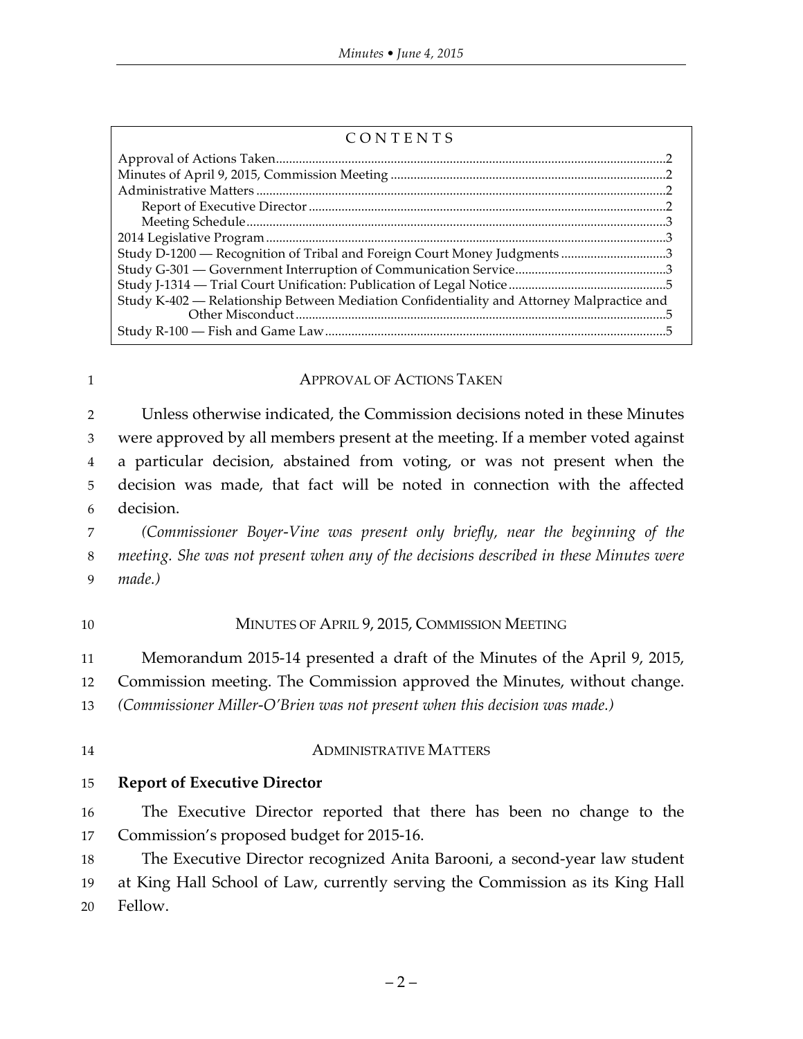## CONTENTS

Approval of Actions Taken ..... 2
Minutes of April 9, 2015, Commission Meeting ..... 2
Administrative Matters ..... 2
  Report of Executive Director ..... 2
  Meeting Schedule ..... 3
2014 Legislative Program ..... 3
Study D-1200 — Recognition of Tribal and Foreign Court Money Judgments ..... 3
Study G-301 — Government Interruption of Communication Service ..... 3
Study J-1314 — Trial Court Unification: Publication of Legal Notice ..... 5
Study K-402 — Relationship Between Mediation Confidentiality and Attorney Malpractice and Other Misconduct ..... 5
Study R-100 — Fish and Game Law ..... 5

## APPROVAL OF ACTIONS TAKEN

Unless otherwise indicated, the Commission decisions noted in these Minutes were approved by all members present at the meeting. If a member voted against a particular decision, abstained from voting, or was not present when the decision was made, that fact will be noted in connection with the affected decision.

*(Commissioner Boyer-Vine was present only briefly, near the beginning of the meeting. She was not present when any of the decisions described in these Minutes were made.)*

## MINUTES OF APRIL 9, 2015, COMMISSION MEETING

Memorandum 2015-14 presented a draft of the Minutes of the April 9, 2015, Commission meeting. The Commission approved the Minutes, without change. *(Commissioner Miller-O'Brien was not present when this decision was made.)*

## ADMINISTRATIVE MATTERS

**Report of Executive Director**

The Executive Director reported that there has been no change to the Commission's proposed budget for 2015-16.

The Executive Director recognized Anita Barooni, a second-year law student at King Hall School of Law, currently serving the Commission as its King Hall Fellow.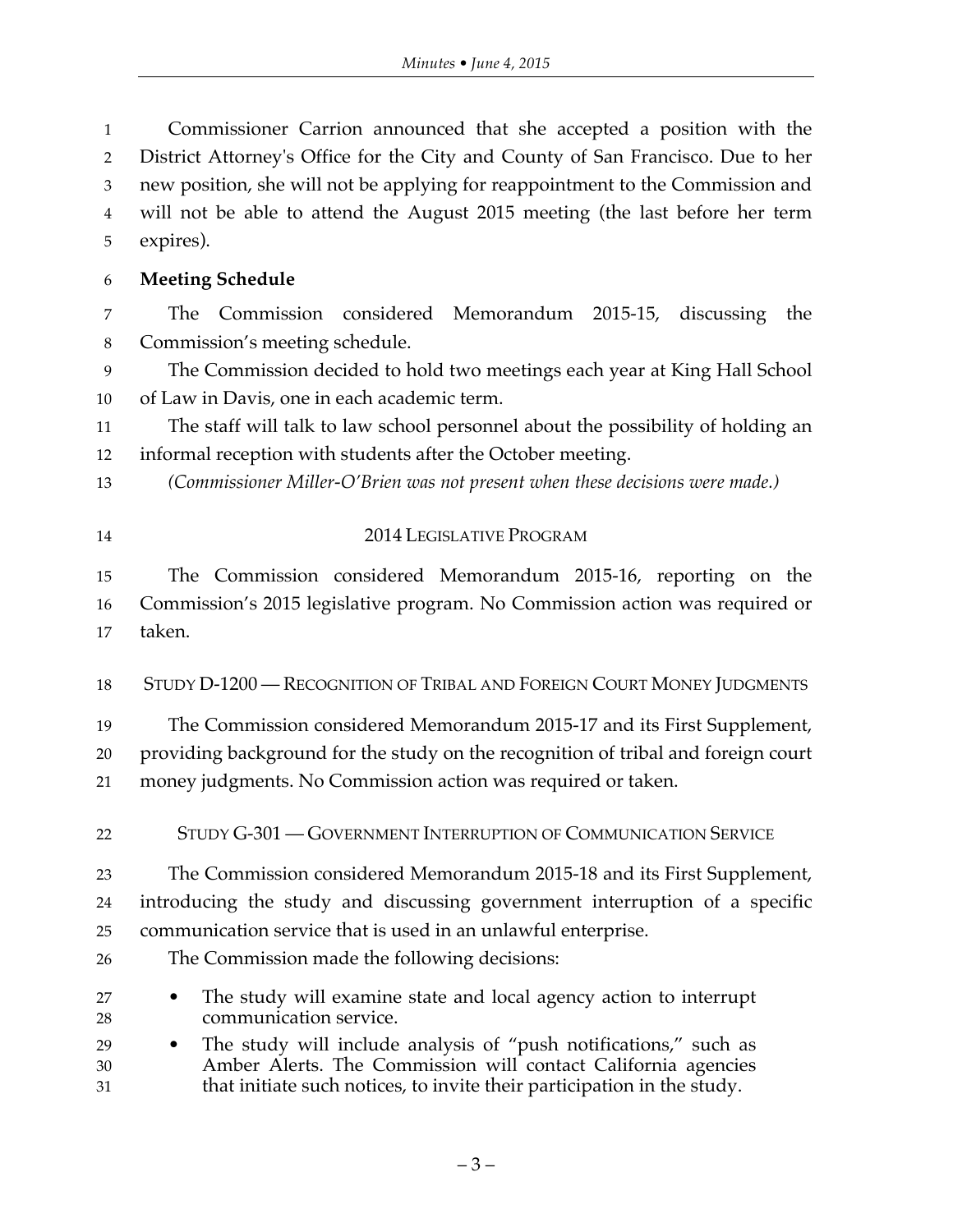Commissioner Carrion announced that she accepted a position with the District Attorney's Office for the City and County of San Francisco. Due to her new position, she will not be applying for reappointment to the Commission and will not be able to attend the August 2015 meeting (the last before her term expires).

**Meeting Schedule**

The Commission considered Memorandum 2015-15, discussing the Commission's meeting schedule.

The Commission decided to hold two meetings each year at King Hall School of Law in Davis, one in each academic term.

The staff will talk to law school personnel about the possibility of holding an informal reception with students after the October meeting.

*(Commissioner Miller-O'Brien was not present when these decisions were made.)*

## 2014 LEGISLATIVE PROGRAM

The Commission considered Memorandum 2015-16, reporting on the Commission's 2015 legislative program. No Commission action was required or taken.

## STUDY D-1200 — RECOGNITION OF TRIBAL AND FOREIGN COURT MONEY JUDGMENTS

The Commission considered Memorandum 2015-17 and its First Supplement, providing background for the study on the recognition of tribal and foreign court money judgments. No Commission action was required or taken.

## STUDY G-301 — GOVERNMENT INTERRUPTION OF COMMUNICATION SERVICE

The Commission considered Memorandum 2015-18 and its First Supplement, introducing the study and discussing government interruption of a specific communication service that is used in an unlawful enterprise.

The Commission made the following decisions:

- The study will examine state and local agency action to interrupt communication service.
- The study will include analysis of "push notifications," such as Amber Alerts. The Commission will contact California agencies that initiate such notices, to invite their participation in the study.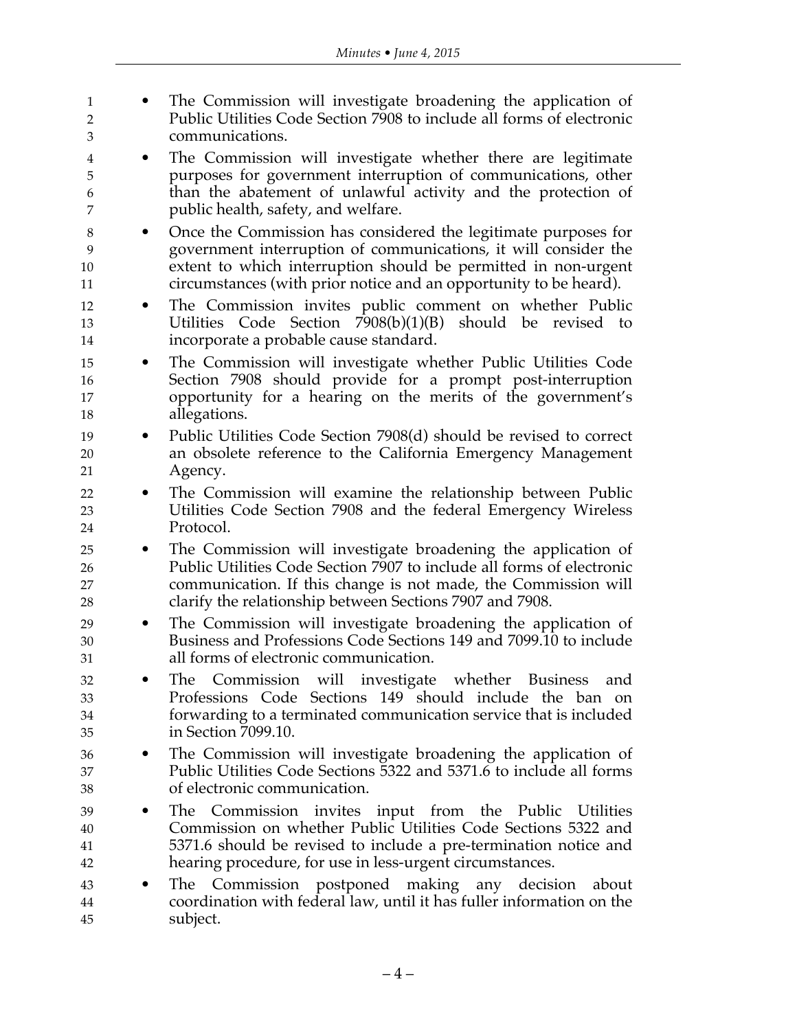- The Commission will investigate broadening the application of Public Utilities Code Section 7908 to include all forms of electronic communications.
- The Commission will investigate whether there are legitimate purposes for government interruption of communications, other than the abatement of unlawful activity and the protection of public health, safety, and welfare.
- Once the Commission has considered the legitimate purposes for government interruption of communications, it will consider the extent to which interruption should be permitted in non-urgent circumstances (with prior notice and an opportunity to be heard).
- The Commission invites public comment on whether Public Utilities Code Section 7908(b)(1)(B) should be revised to incorporate a probable cause standard.
- The Commission will investigate whether Public Utilities Code Section 7908 should provide for a prompt post-interruption opportunity for a hearing on the merits of the government's allegations.
- Public Utilities Code Section 7908(d) should be revised to correct an obsolete reference to the California Emergency Management Agency.
- The Commission will examine the relationship between Public Utilities Code Section 7908 and the federal Emergency Wireless Protocol.
- The Commission will investigate broadening the application of Public Utilities Code Section 7907 to include all forms of electronic communication. If this change is not made, the Commission will clarify the relationship between Sections 7907 and 7908.
- The Commission will investigate broadening the application of Business and Professions Code Sections 149 and 7099.10 to include all forms of electronic communication.
- The Commission will investigate whether Business and Professions Code Sections 149 should include the ban on forwarding to a terminated communication service that is included in Section 7099.10.
- The Commission will investigate broadening the application of Public Utilities Code Sections 5322 and 5371.6 to include all forms of electronic communication.
- The Commission invites input from the Public Utilities Commission on whether Public Utilities Code Sections 5322 and 5371.6 should be revised to include a pre-termination notice and hearing procedure, for use in less-urgent circumstances.
- The Commission postponed making any decision about coordination with federal law, until it has fuller information on the subject.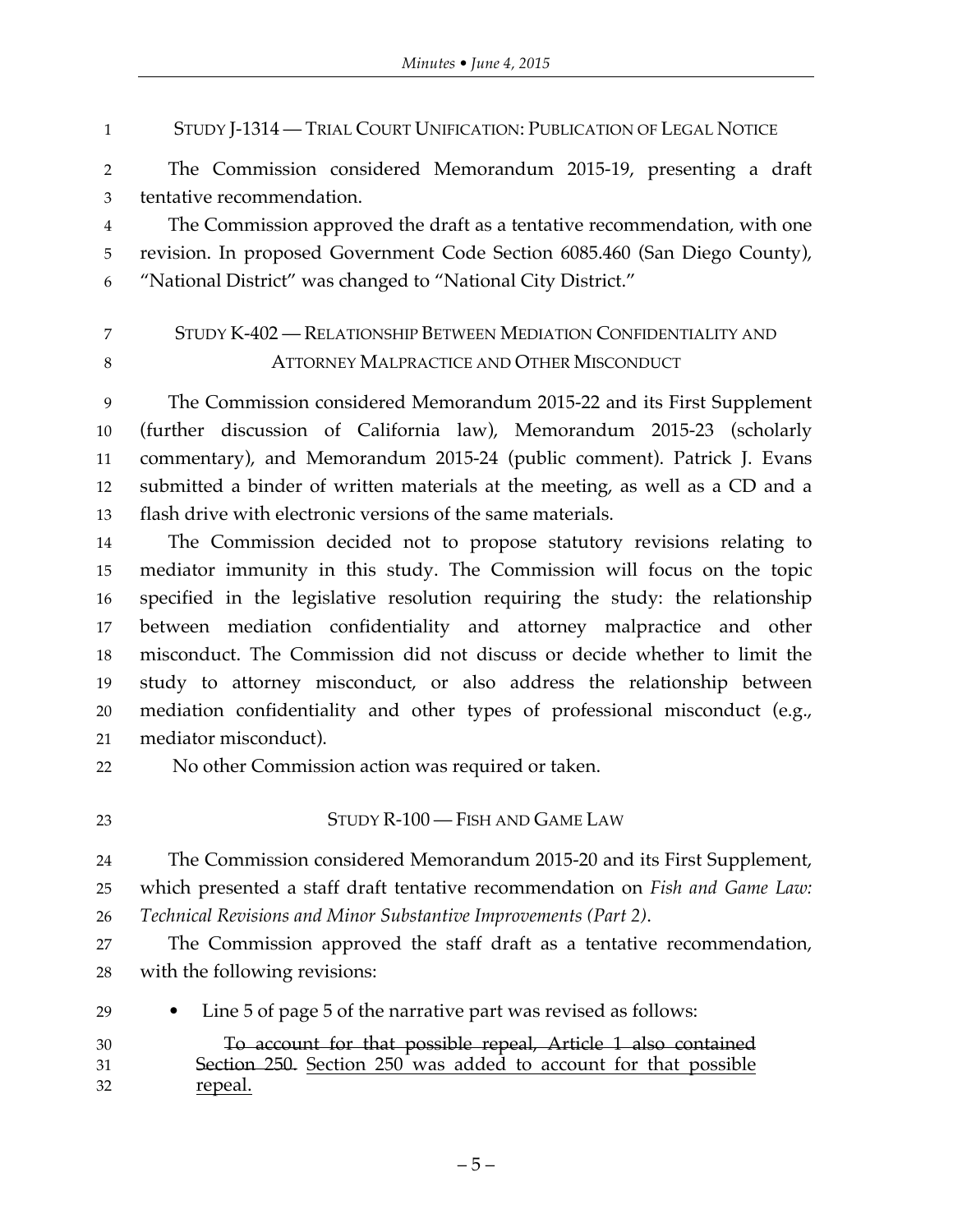## STUDY J-1314 — TRIAL COURT UNIFICATION: PUBLICATION OF LEGAL NOTICE

The Commission considered Memorandum 2015-19, presenting a draft tentative recommendation.

The Commission approved the draft as a tentative recommendation, with one revision. In proposed Government Code Section 6085.460 (San Diego County), "National District" was changed to "National City District."

## STUDY K-402 — RELATIONSHIP BETWEEN MEDIATION CONFIDENTIALITY AND ATTORNEY MALPRACTICE AND OTHER MISCONDUCT

The Commission considered Memorandum 2015-22 and its First Supplement (further discussion of California law), Memorandum 2015-23 (scholarly commentary), and Memorandum 2015-24 (public comment). Patrick J. Evans submitted a binder of written materials at the meeting, as well as a CD and a flash drive with electronic versions of the same materials.

The Commission decided not to propose statutory revisions relating to mediator immunity in this study. The Commission will focus on the topic specified in the legislative resolution requiring the study: the relationship between mediation confidentiality and attorney malpractice and other misconduct. The Commission did not discuss or decide whether to limit the study to attorney misconduct, or also address the relationship between mediation confidentiality and other types of professional misconduct (e.g., mediator misconduct).

No other Commission action was required or taken.

## STUDY R-100 — FISH AND GAME LAW

The Commission considered Memorandum 2015-20 and its First Supplement, which presented a staff draft tentative recommendation on *Fish and Game Law: Technical Revisions and Minor Substantive Improvements (Part 2)*.

The Commission approved the staff draft as a tentative recommendation, with the following revisions:

- Line 5 of page 5 of the narrative part was revised as follows:

  > ~~To account for that possible repeal, Article 1 also contained Section 250.~~ <u>Section 250 was added to account for that possible repeal.</u>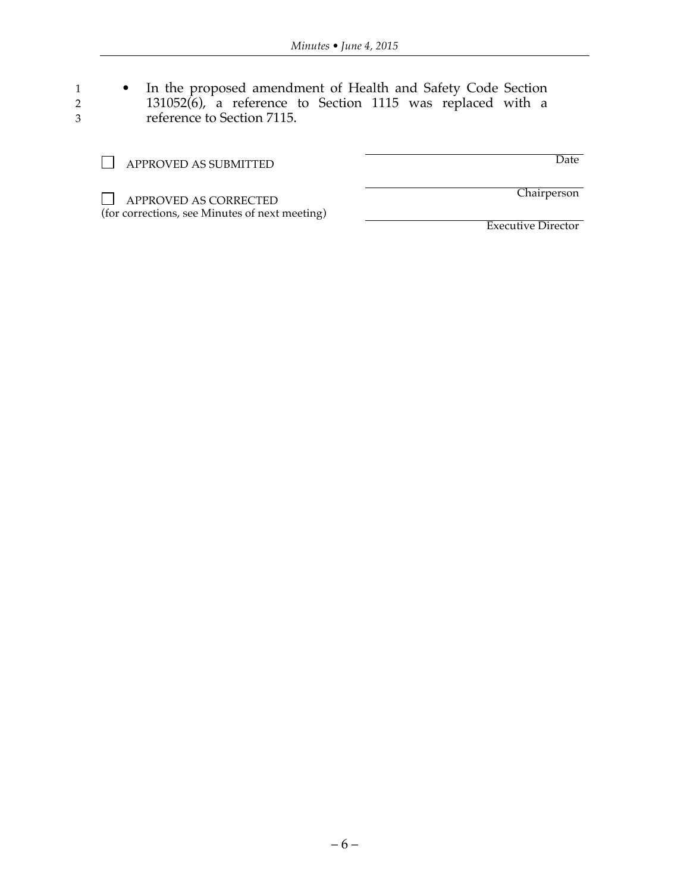- In the proposed amendment of Health and Safety Code Section 131052(6), a reference to Section 1115 was replaced with a reference to Section 7115.

☐ APPROVED AS SUBMITTED

☐ APPROVED AS CORRECTED
(for corrections, see Minutes of next meeting)

\_\_\_\_\_\_\_\_\_\_\_\_\_\_\_\_\_\_\_\_\_\_\_\_\_\_\_\_\_\_
Date

\_\_\_\_\_\_\_\_\_\_\_\_\_\_\_\_\_\_\_\_\_\_\_\_\_\_\_\_\_\_
Chairperson

\_\_\_\_\_\_\_\_\_\_\_\_\_\_\_\_\_\_\_\_\_\_\_\_\_\_\_\_\_\_
Executive Director